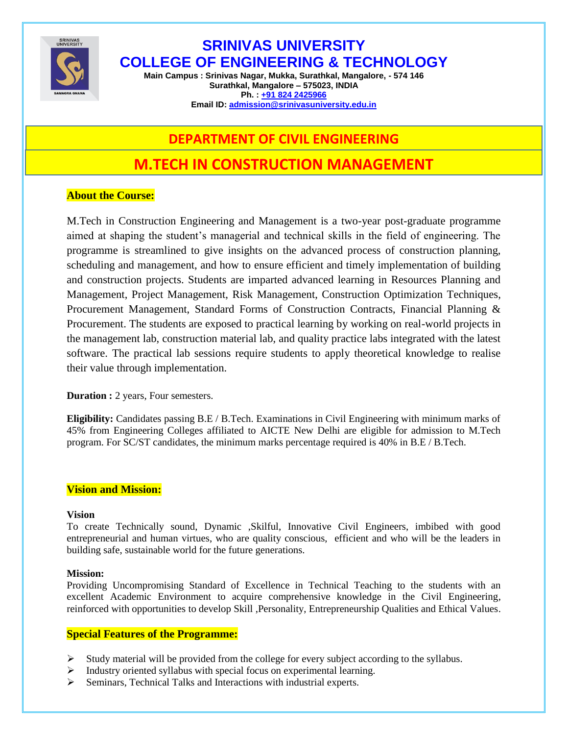# SRINIVAS UNIVERSITY
# COLLEGE OF ENGINEERING & TECHNOLOGY

**Main Campus : Srinivas Nagar, Mukka, Surathkal, Mangalore, - 574 146**
**Surathkal, Mangalore – 575023, INDIA**
**Ph. : +91 824 2425966**
**Email ID: admission@srinivasuniversity.edu.in**

## DEPARTMENT OF CIVIL ENGINEERING

## M.TECH IN CONSTRUCTION MANAGEMENT

### About the Course:

M.Tech in Construction Engineering and Management is a two-year post-graduate programme aimed at shaping the student's managerial and technical skills in the field of engineering. The programme is streamlined to give insights on the advanced process of construction planning, scheduling and management, and how to ensure efficient and timely implementation of building and construction projects. Students are imparted advanced learning in Resources Planning and Management, Project Management, Risk Management, Construction Optimization Techniques, Procurement Management, Standard Forms of Construction Contracts, Financial Planning & Procurement. The students are exposed to practical learning by working on real-world projects in the management lab, construction material lab, and quality practice labs integrated with the latest software. The practical lab sessions require students to apply theoretical knowledge to realise their value through implementation.

**Duration :** 2 years, Four semesters.

**Eligibility:** Candidates passing B.E / B.Tech. Examinations in Civil Engineering with minimum marks of 45% from Engineering Colleges affiliated to AICTE New Delhi are eligible for admission to M.Tech program. For SC/ST candidates, the minimum marks percentage required is 40% in B.E / B.Tech.

### Vision and Mission:

**Vision**

To create Technically sound, Dynamic ,Skilful, Innovative Civil Engineers, imbibed with good entrepreneurial and human virtues, who are quality conscious, efficient and who will be the leaders in building safe, sustainable world for the future generations.

**Mission:**

Providing Uncompromising Standard of Excellence in Technical Teaching to the students with an excellent Academic Environment to acquire comprehensive knowledge in the Civil Engineering, reinforced with opportunities to develop Skill ,Personality, Entrepreneurship Qualities and Ethical Values.

### Special Features of the Programme:

- Study material will be provided from the college for every subject according to the syllabus.
- Industry oriented syllabus with special focus on experimental learning.
- Seminars, Technical Talks and Interactions with industrial experts.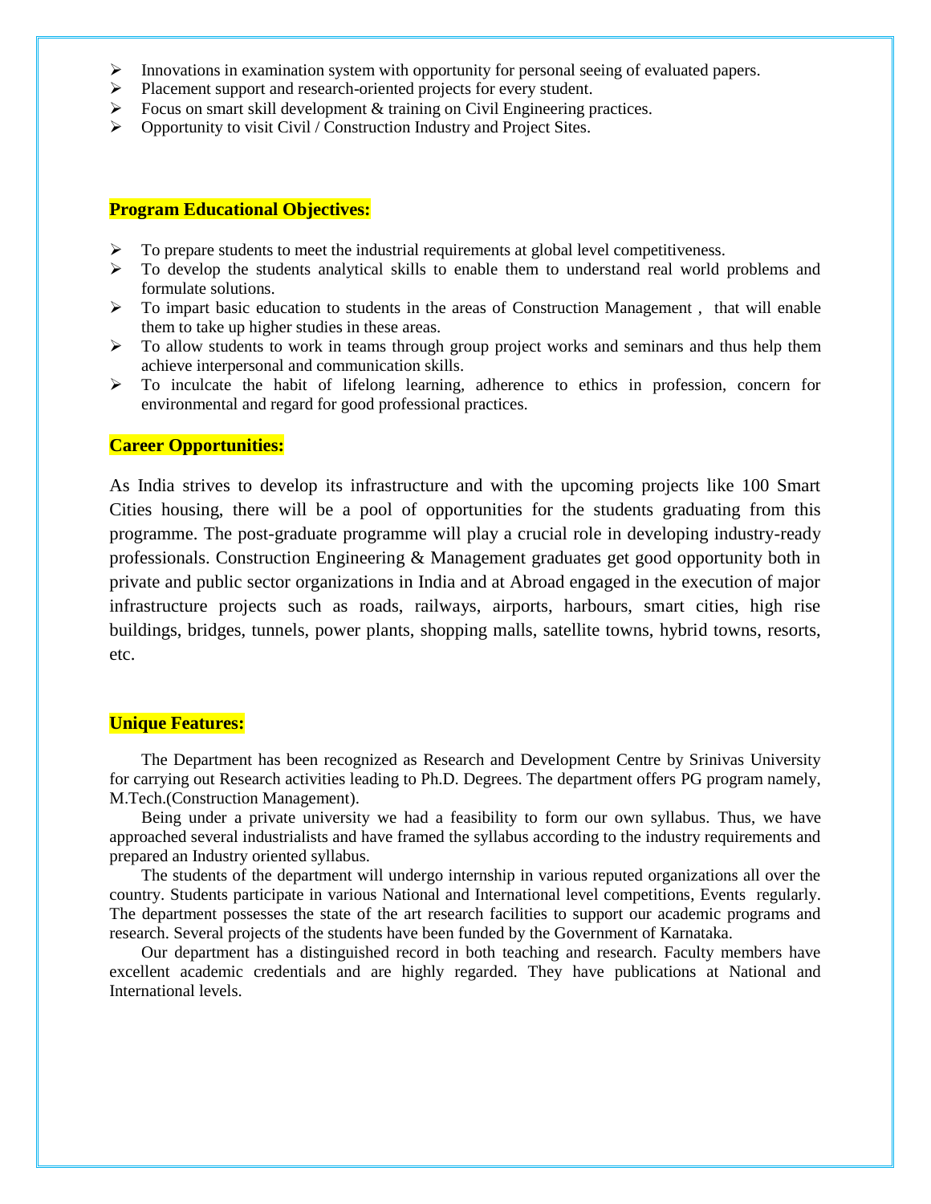- Innovations in examination system with opportunity for personal seeing of evaluated papers.
- Placement support and research-oriented projects for every student.
- Focus on smart skill development & training on Civil Engineering practices.
- Opportunity to visit Civil / Construction Industry and Project Sites.

## Program Educational Objectives:

- To prepare students to meet the industrial requirements at global level competitiveness.
- To develop the students analytical skills to enable them to understand real world problems and formulate solutions.
- To impart basic education to students in the areas of Construction Management , that will enable them to take up higher studies in these areas.
- To allow students to work in teams through group project works and seminars and thus help them achieve interpersonal and communication skills.
- To inculcate the habit of lifelong learning, adherence to ethics in profession, concern for environmental and regard for good professional practices.

## Career Opportunities:

As India strives to develop its infrastructure and with the upcoming projects like 100 Smart Cities housing, there will be a pool of opportunities for the students graduating from this programme. The post-graduate programme will play a crucial role in developing industry-ready professionals. Construction Engineering & Management graduates get good opportunity both in private and public sector organizations in India and at Abroad engaged in the execution of major infrastructure projects such as roads, railways, airports, harbours, smart cities, high rise buildings, bridges, tunnels, power plants, shopping malls, satellite towns, hybrid towns, resorts, etc.

## Unique Features:

The Department has been recognized as Research and Development Centre by Srinivas University for carrying out Research activities leading to Ph.D. Degrees. The department offers PG program namely, M.Tech.(Construction Management).

Being under a private university we had a feasibility to form our own syllabus. Thus, we have approached several industrialists and have framed the syllabus according to the industry requirements and prepared an Industry oriented syllabus.

The students of the department will undergo internship in various reputed organizations all over the country. Students participate in various National and International level competitions, Events regularly. The department possesses the state of the art research facilities to support our academic programs and research. Several projects of the students have been funded by the Government of Karnataka.

Our department has a distinguished record in both teaching and research. Faculty members have excellent academic credentials and are highly regarded. They have publications at National and International levels.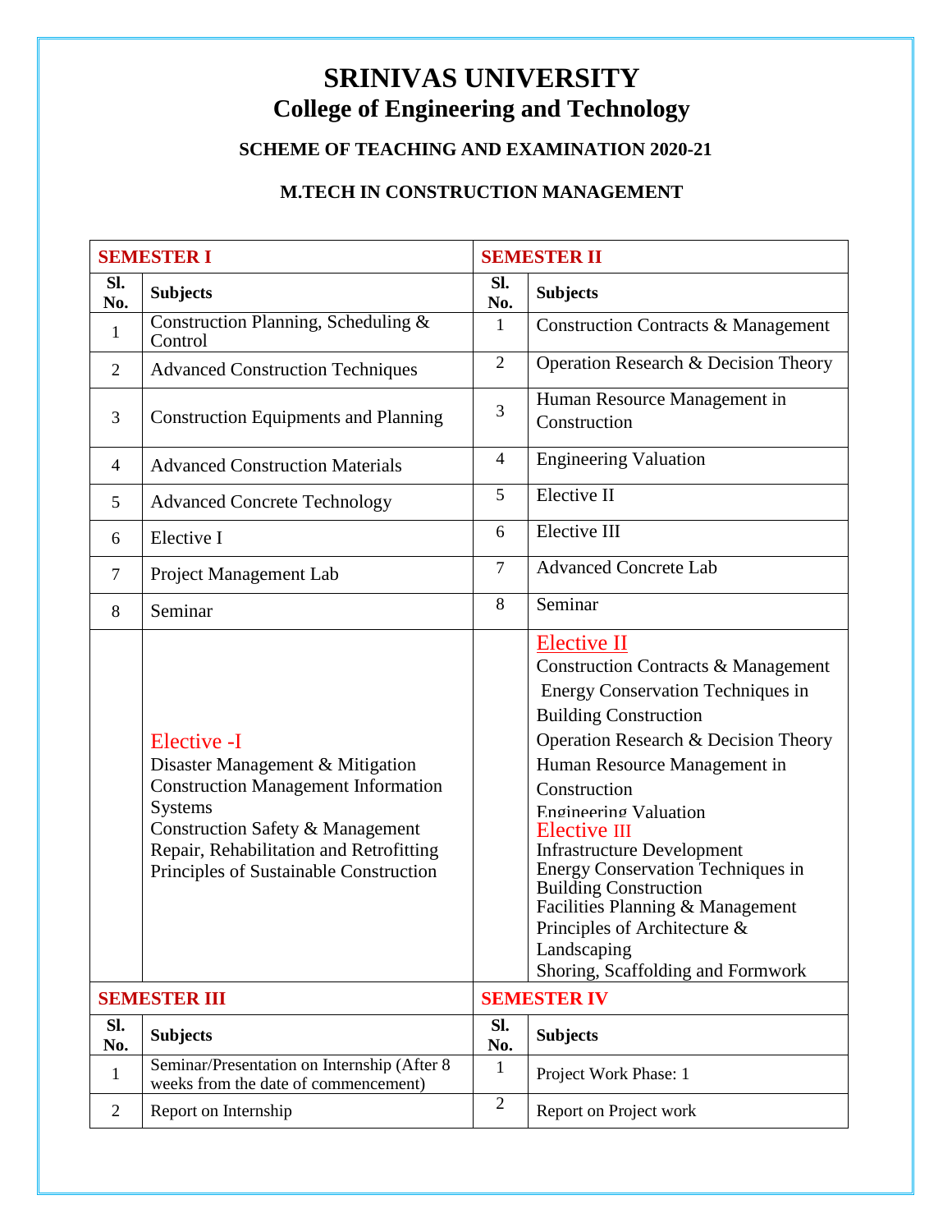# SRINIVAS UNIVERSITY

## College of Engineering and Technology

### SCHEME OF TEACHING AND EXAMINATION 2020-21

### M.TECH IN CONSTRUCTION MANAGEMENT

| SEMESTER I | | SEMESTER II | |
|---|---|---|---|
| **Sl. No.** | **Subjects** | **Sl. No.** | **Subjects** |
| 1 | Construction Planning, Scheduling & Control | 1 | Construction Contracts & Management |
| 2 | Advanced Construction Techniques | 2 | Operation Research & Decision Theory |
| 3 | Construction Equipments and Planning | 3 | Human Resource Management in Construction |
| 4 | Advanced Construction Materials | 4 | Engineering Valuation |
| 5 | Advanced Concrete Technology | 5 | Elective II |
| 6 | Elective I | 6 | Elective III |
| 7 | Project Management Lab | 7 | Advanced Concrete Lab |
| 8 | Seminar | 8 | Seminar |
| | Elective -I<br>Disaster Management & Mitigation<br>Construction Management Information Systems<br>Construction Safety & Management<br>Repair, Rehabilitation and Retrofitting<br>Principles of Sustainable Construction | | Elective II<br>Construction Contracts & Management<br>Energy Conservation Techniques in Building Construction<br>Operation Research & Decision Theory<br>Human Resource Management in Construction<br>Engineering Valuation<br>Elective III<br>Infrastructure Development<br>Energy Conservation Techniques in Building Construction<br>Facilities Planning & Management<br>Principles of Architecture & Landscaping<br>Shoring, Scaffolding and Formwork |
| **SEMESTER III** | | **SEMESTER IV** | |
| **Sl. No.** | **Subjects** | **Sl. No.** | **Subjects** |
| 1 | Seminar/Presentation on Internship (After 8 weeks from the date of commencement) | 1 | Project Work Phase: 1 |
| 2 | Report on Internship | 2 | Report on Project work |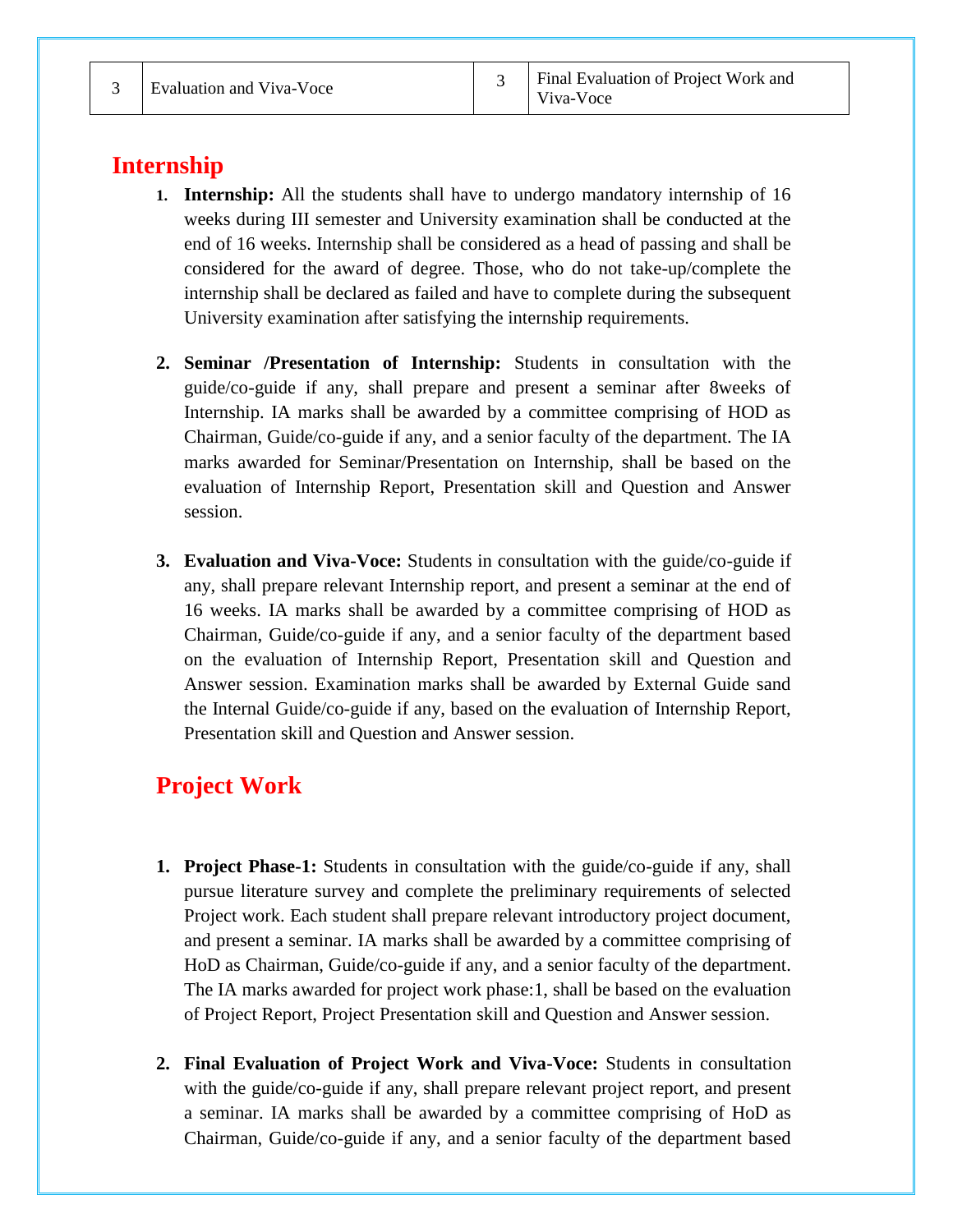| 3 | Evaluation and Viva-Voce | 3 | Final Evaluation of Project Work and Viva-Voce |
|---|---|---|---|

## Internship

1. **Internship:** All the students shall have to undergo mandatory internship of 16 weeks during III semester and University examination shall be conducted at the end of 16 weeks. Internship shall be considered as a head of passing and shall be considered for the award of degree. Those, who do not take-up/complete the internship shall be declared as failed and have to complete during the subsequent University examination after satisfying the internship requirements.

2. **Seminar /Presentation of Internship:** Students in consultation with the guide/co-guide if any, shall prepare and present a seminar after 8weeks of Internship. IA marks shall be awarded by a committee comprising of HOD as Chairman, Guide/co-guide if any, and a senior faculty of the department. The IA marks awarded for Seminar/Presentation on Internship, shall be based on the evaluation of Internship Report, Presentation skill and Question and Answer session.

3. **Evaluation and Viva-Voce:** Students in consultation with the guide/co-guide if any, shall prepare relevant Internship report, and present a seminar at the end of 16 weeks. IA marks shall be awarded by a committee comprising of HOD as Chairman, Guide/co-guide if any, and a senior faculty of the department based on the evaluation of Internship Report, Presentation skill and Question and Answer session. Examination marks shall be awarded by External Guide sand the Internal Guide/co-guide if any, based on the evaluation of Internship Report, Presentation skill and Question and Answer session.

## Project Work

1. **Project Phase-1:** Students in consultation with the guide/co-guide if any, shall pursue literature survey and complete the preliminary requirements of selected Project work. Each student shall prepare relevant introductory project document, and present a seminar. IA marks shall be awarded by a committee comprising of HoD as Chairman, Guide/co-guide if any, and a senior faculty of the department. The IA marks awarded for project work phase:1, shall be based on the evaluation of Project Report, Project Presentation skill and Question and Answer session.

2. **Final Evaluation of Project Work and Viva-Voce:** Students in consultation with the guide/co-guide if any, shall prepare relevant project report, and present a seminar. IA marks shall be awarded by a committee comprising of HoD as Chairman, Guide/co-guide if any, and a senior faculty of the department based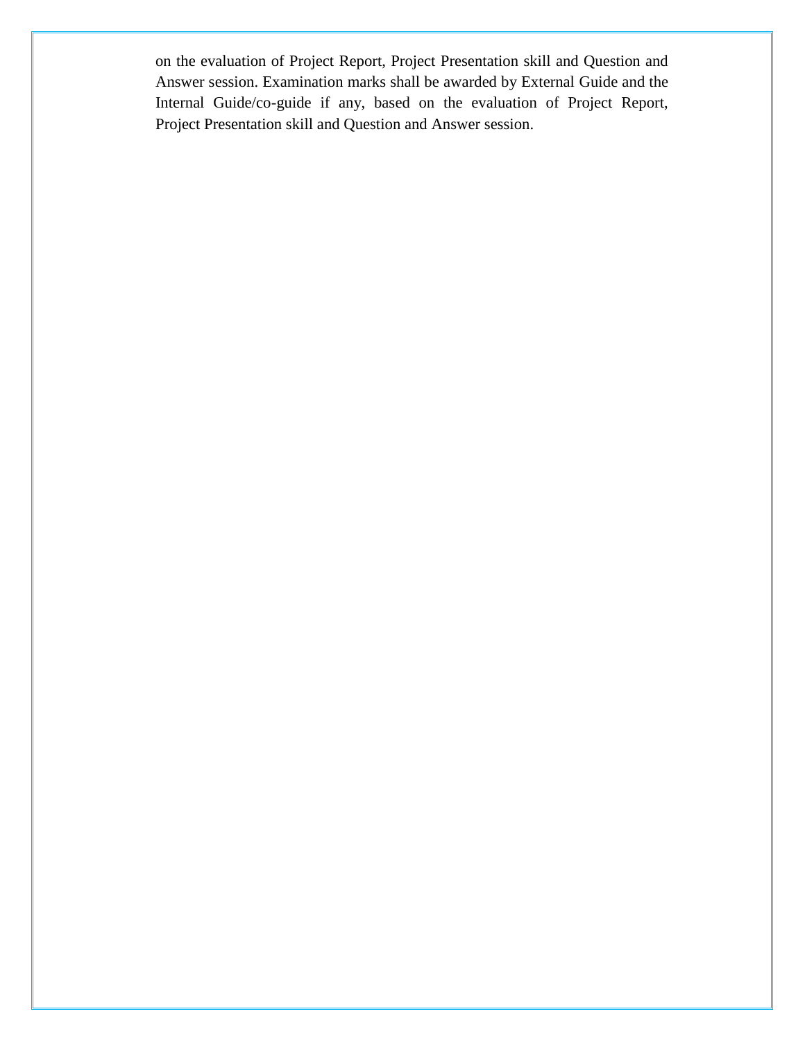on the evaluation of Project Report, Project Presentation skill and Question and Answer session. Examination marks shall be awarded by External Guide and the Internal Guide/co-guide if any, based on the evaluation of Project Report, Project Presentation skill and Question and Answer session.